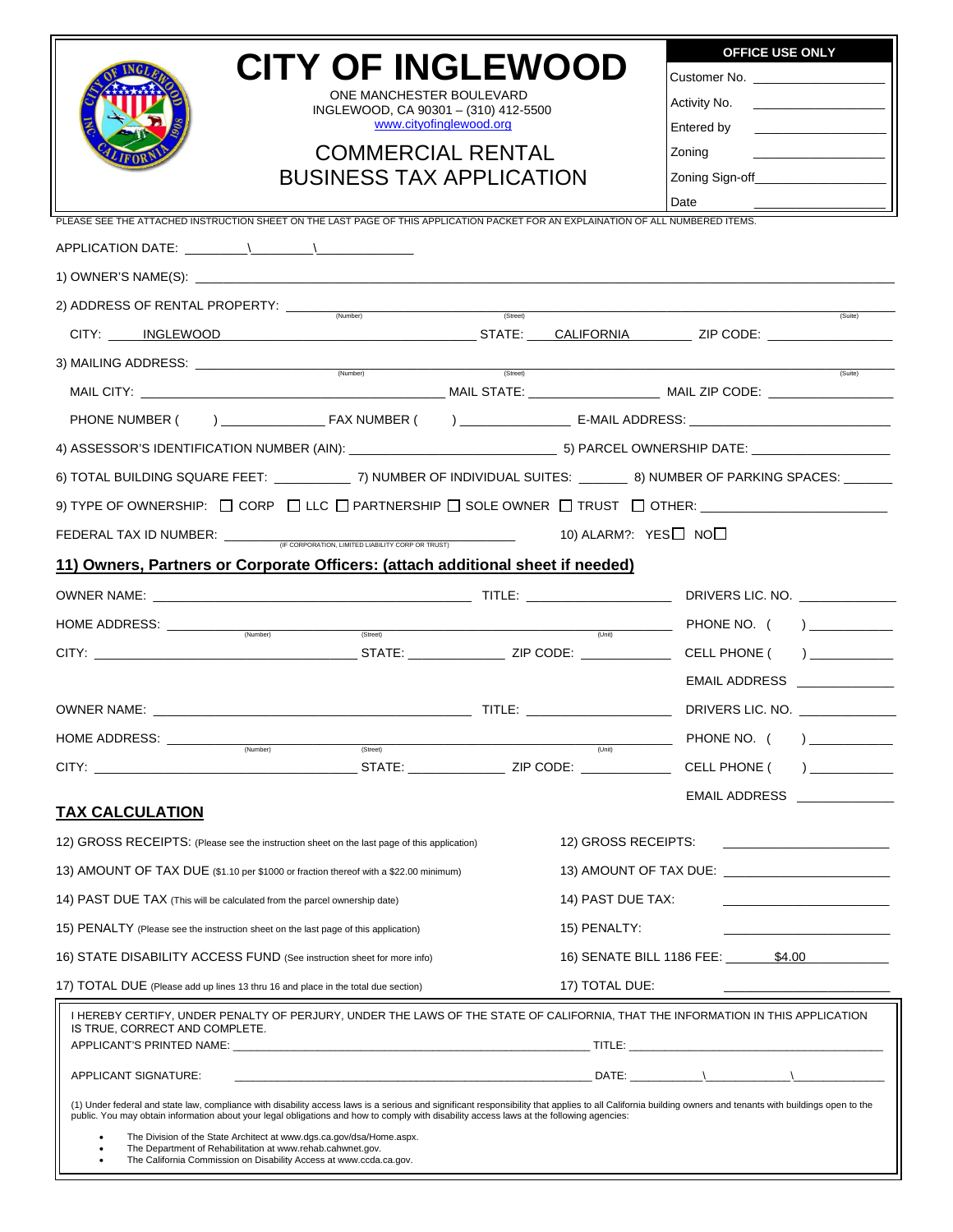# CITY OF INGLEWOOD

ONE MANCHESTER BOULEVARD
INGLEWOOD, CA 90301 – (310) 412-5500
www.cityofinglewood.org

## COMMERCIAL RENTAL BUSINESS TAX APPLICATION

| OFFICE USE ONLY | |
|---|---|
| Customer No. | |
| Activity No. | |
| Entered by | |
| Zoning | |
| Zoning Sign-off | |
| Date | |

PLEASE SEE THE ATTACHED INSTRUCTION SHEET ON THE LAST PAGE OF THIS APPLICATION PACKET FOR AN EXPLAINATION OF ALL NUMBERED ITEMS.

APPLICATION DATE: ________\________\____________

1) OWNER'S NAME(S): ____________________

2) ADDRESS OF RENTAL PROPERTY: ________ (Number) ________ (Street) ________ (Suite)

CITY: INGLEWOOD STATE: CALIFORNIA ZIP CODE: ________

3) MAILING ADDRESS: ________ (Number) ________ (Street) ________ (Suite)

MAIL CITY: ________ MAIL STATE: ________ MAIL ZIP CODE: ________

PHONE NUMBER ( ) ________ FAX NUMBER ( ) ________ E-MAIL ADDRESS: ________

4) ASSESSOR'S IDENTIFICATION NUMBER (AIN): ________ 5) PARCEL OWNERSHIP DATE: ________

6) TOTAL BUILDING SQUARE FEET: ________ 7) NUMBER OF INDIVIDUAL SUITES: ________ 8) NUMBER OF PARKING SPACES: ________

9) TYPE OF OWNERSHIP: ☐ CORP ☐ LLC ☐ PARTNERSHIP ☐ SOLE OWNER ☐ TRUST ☐ OTHER: ________

FEDERAL TAX ID NUMBER: ________ (IF CORPORATION, LIMITED LIABILITY CORP OR TRUST) 10) ALARM?: YES☐ NO☐

### 11) Owners, Partners or Corporate Officers: (attach additional sheet if needed)

OWNER NAME: ________ TITLE: ________ DRIVERS LIC. NO. ________

HOME ADDRESS: ________ (Number) ________ (Street) ________ (Unit) PHONE NO. ( ) ________

CITY: ________ STATE: ________ ZIP CODE: ________ CELL PHONE ( ) ________

EMAIL ADDRESS ________

OWNER NAME: ________ TITLE: ________ DRIVERS LIC. NO. ________

HOME ADDRESS: ________ (Number) ________ (Street) ________ (Unit) PHONE NO. ( ) ________

CITY: ________ STATE: ________ ZIP CODE: ________ CELL PHONE ( ) ________

EMAIL ADDRESS ________

### TAX CALCULATION

| | |
|---|---|
| 12) GROSS RECEIPTS: (Please see the instruction sheet on the last page of this application) | 12) GROSS RECEIPTS: ________ |
| 13) AMOUNT OF TAX DUE ($1.10 per $1000 or fraction thereof with a $22.00 minimum) | 13) AMOUNT OF TAX DUE: ________ |
| 14) PAST DUE TAX (This will be calculated from the parcel ownership date) | 14) PAST DUE TAX: ________ |
| 15) PENALTY (Please see the instruction sheet on the last page of this application) | 15) PENALTY: ________ |
| 16) STATE DISABILITY ACCESS FUND (See instruction sheet for more info) | 16) SENATE BILL 1186 FEE: $4.00 |
| 17) TOTAL DUE (Please add up lines 13 thru 16 and place in the total due section) | 17) TOTAL DUE: ________ |

I HEREBY CERTIFY, UNDER PENALTY OF PERJURY, UNDER THE LAWS OF THE STATE OF CALIFORNIA, THAT THE INFORMATION IN THIS APPLICATION IS TRUE, CORRECT AND COMPLETE.

APPLICANT'S PRINTED NAME: ________________ TITLE: ________________

APPLICANT SIGNATURE: ________________ DATE: ________\________\________

(1) Under federal and state law, compliance with disability access laws is a serious and significant responsibility that applies to all California building owners and tenants with buildings open to the public. You may obtain information about your legal obligations and how to comply with disability access laws at the following agencies:

- The Division of the State Architect at www.dgs.ca.gov/dsa/Home.aspx.
- The Department of Rehabilitation at www.rehab.cahwnet.gov.
- The California Commission on Disability Access at www.ccda.ca.gov.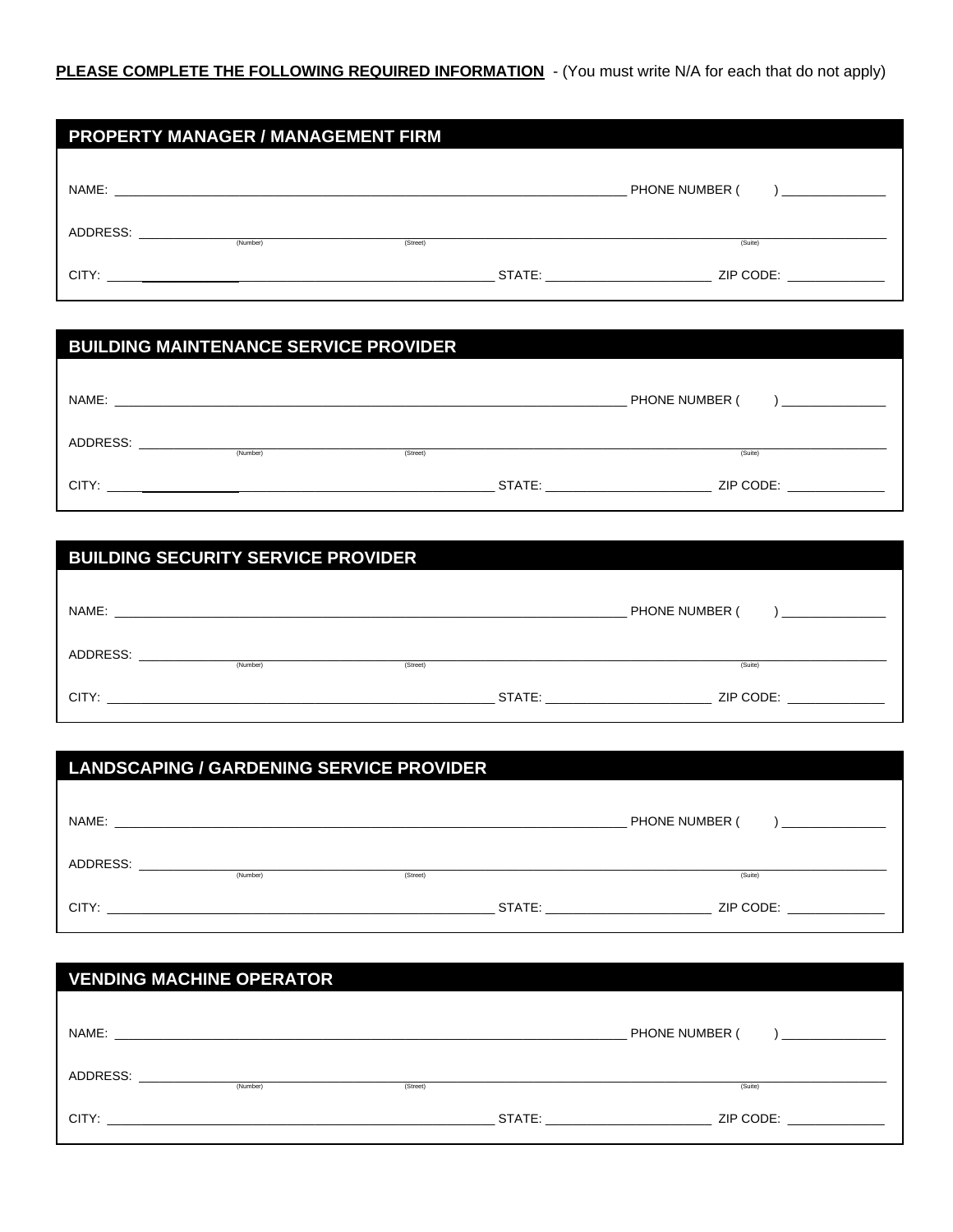**PLEASE COMPLETE THE FOLLOWING REQUIRED INFORMATION** - (You must write N/A for each that do not apply)

## PROPERTY MANAGER / MANAGEMENT FIRM

NAME: ______________________________ PHONE NUMBER ( ) ______________

ADDRESS: ______________________________
(Number) (Street) (Suite)

CITY: ______________________________ STATE: ______________ ZIP CODE: ______________

## BUILDING MAINTENANCE SERVICE PROVIDER

NAME: ______________________________ PHONE NUMBER ( ) ______________

ADDRESS: ______________________________
(Number) (Street) (Suite)

CITY: ______________________________ STATE: ______________ ZIP CODE: ______________

## BUILDING SECURITY SERVICE PROVIDER

NAME: ______________________________ PHONE NUMBER ( ) ______________

ADDRESS: ______________________________
(Number) (Street) (Suite)

CITY: ______________________________ STATE: ______________ ZIP CODE: ______________

## LANDSCAPING / GARDENING SERVICE PROVIDER

NAME: ______________________________ PHONE NUMBER ( ) ______________

ADDRESS: ______________________________
(Number) (Street) (Suite)

CITY: ______________________________ STATE: ______________ ZIP CODE: ______________

## VENDING MACHINE OPERATOR

NAME: ______________________________ PHONE NUMBER ( ) ______________

ADDRESS: ______________________________
(Number) (Street) (Suite)

CITY: ______________________________ STATE: ______________ ZIP CODE: ______________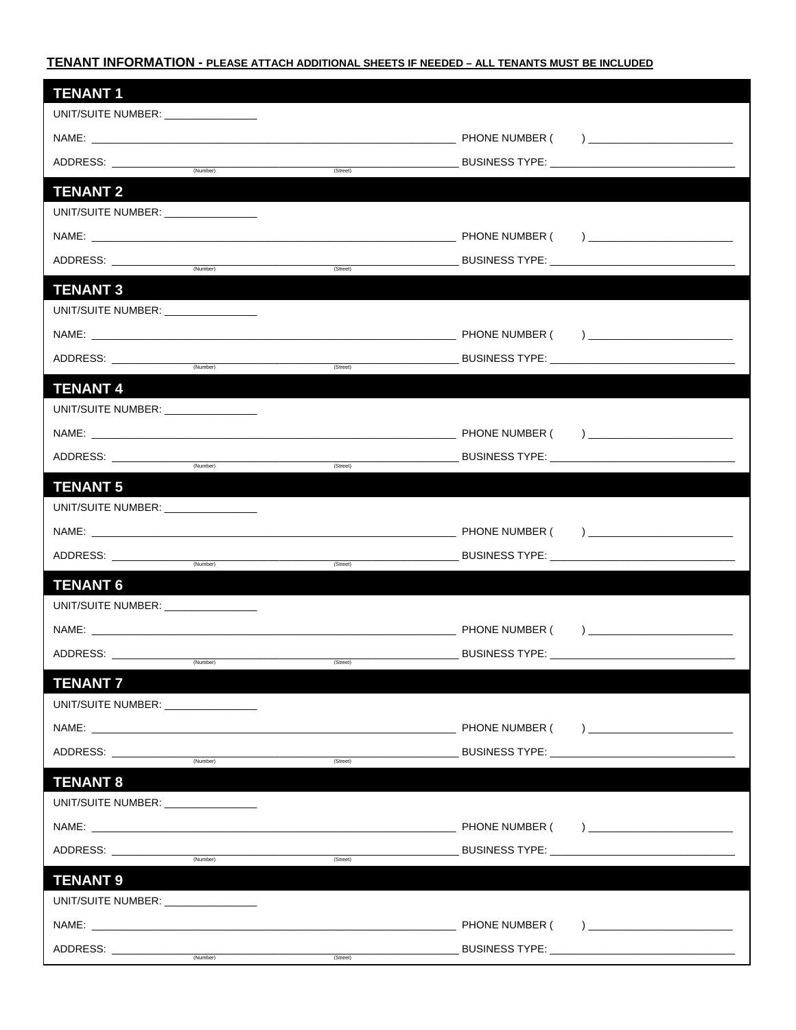**TENANT INFORMATION - PLEASE ATTACH ADDITIONAL SHEETS IF NEEDED – ALL TENANTS MUST BE INCLUDED**

## TENANT 1

UNIT/SUITE NUMBER: _______________

NAME: ____________________________________________ PHONE NUMBER ( ) ____________________

ADDRESS: ____________________________________________ BUSINESS TYPE: ____________________
(Number) (Street)

## TENANT 2

UNIT/SUITE NUMBER: _______________

NAME: ____________________________________________ PHONE NUMBER ( ) ____________________

ADDRESS: ____________________________________________ BUSINESS TYPE: ____________________
(Number) (Street)

## TENANT 3

UNIT/SUITE NUMBER: _______________

NAME: ____________________________________________ PHONE NUMBER ( ) ____________________

ADDRESS: ____________________________________________ BUSINESS TYPE: ____________________
(Number) (Street)

## TENANT 4

UNIT/SUITE NUMBER: _______________

NAME: ____________________________________________ PHONE NUMBER ( ) ____________________

ADDRESS: ____________________________________________ BUSINESS TYPE: ____________________
(Number) (Street)

## TENANT 5

UNIT/SUITE NUMBER: _______________

NAME: ____________________________________________ PHONE NUMBER ( ) ____________________

ADDRESS: ____________________________________________ BUSINESS TYPE: ____________________
(Number) (Street)

## TENANT 6

UNIT/SUITE NUMBER: _______________

NAME: ____________________________________________ PHONE NUMBER ( ) ____________________

ADDRESS: ____________________________________________ BUSINESS TYPE: ____________________
(Number) (Street)

## TENANT 7

UNIT/SUITE NUMBER: _______________

NAME: ____________________________________________ PHONE NUMBER ( ) ____________________

ADDRESS: ____________________________________________ BUSINESS TYPE: ____________________
(Number) (Street)

## TENANT 8

UNIT/SUITE NUMBER: _______________

NAME: ____________________________________________ PHONE NUMBER ( ) ____________________

ADDRESS: ____________________________________________ BUSINESS TYPE: ____________________
(Number) (Street)

## TENANT 9

UNIT/SUITE NUMBER: _______________

NAME: ____________________________________________ PHONE NUMBER ( ) ____________________

ADDRESS: ____________________________________________ BUSINESS TYPE: ____________________
(Number) (Street)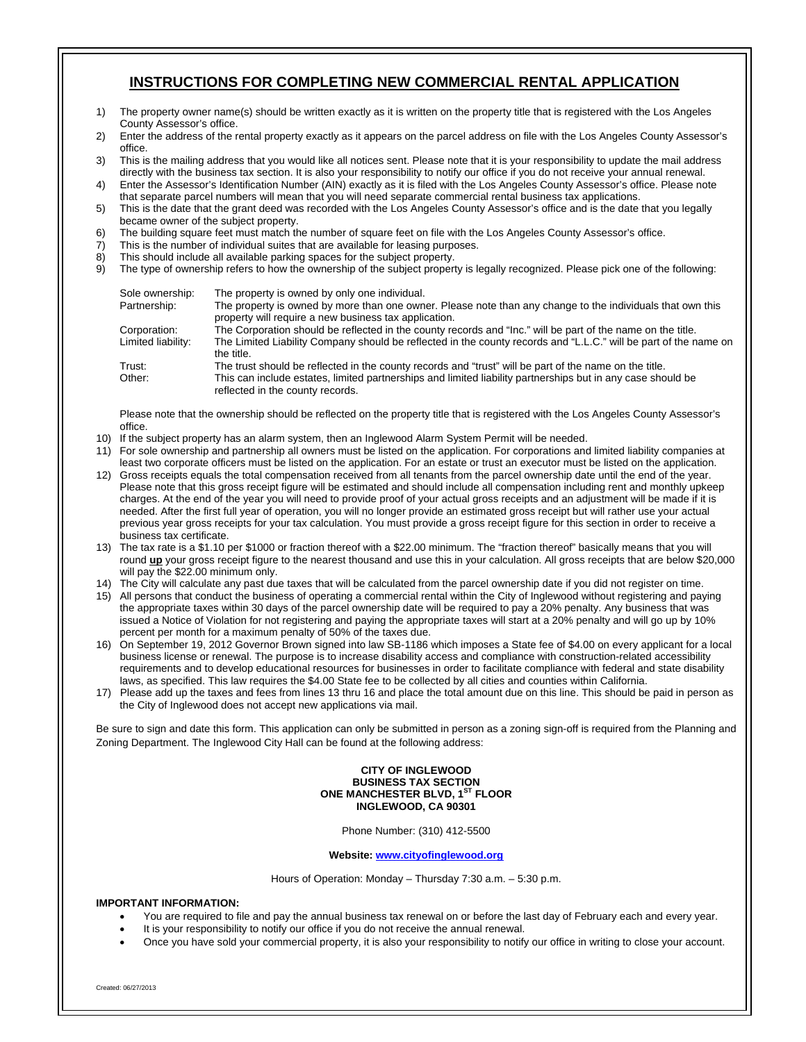# INSTRUCTIONS FOR COMPLETING NEW COMMERCIAL RENTAL APPLICATION

1) The property owner name(s) should be written exactly as it is written on the property title that is registered with the Los Angeles County Assessor's office.
2) Enter the address of the rental property exactly as it appears on the parcel address on file with the Los Angeles County Assessor's office.
3) This is the mailing address that you would like all notices sent. Please note that it is your responsibility to update the mail address directly with the business tax section. It is also your responsibility to notify our office if you do not receive your annual renewal.
4) Enter the Assessor's Identification Number (AIN) exactly as it is filed with the Los Angeles County Assessor's office. Please note that separate parcel numbers will mean that you will need separate commercial rental business tax applications.
5) This is the date that the grant deed was recorded with the Los Angeles County Assessor's office and is the date that you legally became owner of the subject property.
6) The building square feet must match the number of square feet on file with the Los Angeles County Assessor's office.
7) This is the number of individual suites that are available for leasing purposes.
8) This should include all available parking spaces for the subject property.
9) The type of ownership refers to how the ownership of the subject property is legally recognized. Please pick one of the following:

| | |
|---|---|
| Sole ownership: | The property is owned by only one individual. |
| Partnership: | The property is owned by more than one owner. Please note than any change to the individuals that own this property will require a new business tax application. |
| Corporation: | The Corporation should be reflected in the county records and "Inc." will be part of the name on the title. |
| Limited liability: | The Limited Liability Company should be reflected in the county records and "L.L.C." will be part of the name on the title. |
| Trust: | The trust should be reflected in the county records and "trust" will be part of the name on the title. |
| Other: | This can include estates, limited partnerships and limited liability partnerships but in any case should be reflected in the county records. |

Please note that the ownership should be reflected on the property title that is registered with the Los Angeles County Assessor's office.

10) If the subject property has an alarm system, then an Inglewood Alarm System Permit will be needed.
11) For sole ownership and partnership all owners must be listed on the application. For corporations and limited liability companies at least two corporate officers must be listed on the application. For an estate or trust an executor must be listed on the application.
12) Gross receipts equals the total compensation received from all tenants from the parcel ownership date until the end of the year. Please note that this gross receipt figure will be estimated and should include all compensation including rent and monthly upkeep charges. At the end of the year you will need to provide proof of your actual gross receipts and an adjustment will be made if it is needed. After the first full year of operation, you will no longer provide an estimated gross receipt but will rather use your actual previous year gross receipts for your tax calculation. You must provide a gross receipt figure for this section in order to receive a business tax certificate.
13) The tax rate is a $1.10 per $1000 or fraction thereof with a $22.00 minimum. The "fraction thereof" basically means that you will round **up** your gross receipt figure to the nearest thousand and use this in your calculation. All gross receipts that are below $20,000 will pay the $22.00 minimum only.
14) The City will calculate any past due taxes that will be calculated from the parcel ownership date if you did not register on time.
15) All persons that conduct the business of operating a commercial rental within the City of Inglewood without registering and paying the appropriate taxes within 30 days of the parcel ownership date will be required to pay a 20% penalty. Any business that was issued a Notice of Violation for not registering and paying the appropriate taxes will start at a 20% penalty and will go up by 10% percent per month for a maximum penalty of 50% of the taxes due.
16) On September 19, 2012 Governor Brown signed into law SB-1186 which imposes a State fee of $4.00 on every applicant for a local business license or renewal. The purpose is to increase disability access and compliance with construction-related accessibility requirements and to develop educational resources for businesses in order to facilitate compliance with federal and state disability laws, as specified. This law requires the $4.00 State fee to be collected by all cities and counties within California.
17) Please add up the taxes and fees from lines 13 thru 16 and place the total amount due on this line. This should be paid in person as the City of Inglewood does not accept new applications via mail.

Be sure to sign and date this form. This application can only be submitted in person as a zoning sign-off is required from the Planning and Zoning Department. The Inglewood City Hall can be found at the following address:

**CITY OF INGLEWOOD**
**BUSINESS TAX SECTION**
**ONE MANCHESTER BLVD, 1ST FLOOR**
**INGLEWOOD, CA 90301**

Phone Number: (310) 412-5500

**Website: www.cityofinglewood.org**

Hours of Operation: Monday – Thursday 7:30 a.m. – 5:30 p.m.

**IMPORTANT INFORMATION:**

- You are required to file and pay the annual business tax renewal on or before the last day of February each and every year.
- It is your responsibility to notify our office if you do not receive the annual renewal.
- Once you have sold your commercial property, it is also your responsibility to notify our office in writing to close your account.

Created: 06/27/2013